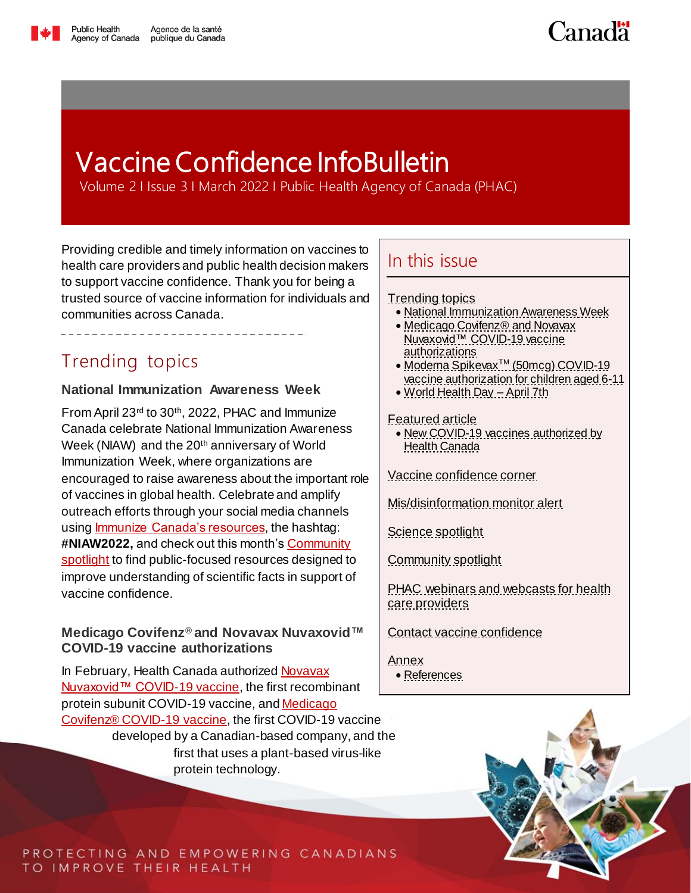Public Health Agency of Canada | Agence de la santé publique du Canada

Canada

# Vaccine Confidence InfoBulletin

Volume 2 I Issue 3 I March 2022 I Public Health Agency of Canada (PHAC)

Providing credible and timely information on vaccines to health care providers and public health decision makers to support vaccine confidence. Thank you for being a trusted source of vaccine information for individuals and communities across Canada.

## In this issue

Trending topics
- National Immunization Awareness Week
- Medicago Covifenz® and Novavax Nuvaxovid™ COVID-19 vaccine authorizations
- Moderna Spikevax™ (50mcg) COVID-19 vaccine authorization for children aged 6-11
- World Health Day – April 7th

Featured article
- New COVID-19 vaccines authorized by Health Canada

Vaccine confidence corner

Mis/disinformation monitor alert

Science spotlight

Community spotlight

PHAC webinars and webcasts for health care providers

Contact vaccine confidence

Annex
- References

## Trending topics

### National Immunization Awareness Week

From April 23rd to 30th, 2022, PHAC and Immunize Canada celebrate National Immunization Awareness Week (NIAW) and the 20th anniversary of World Immunization Week, where organizations are encouraged to raise awareness about the important role of vaccines in global health. Celebrate and amplify outreach efforts through your social media channels using Immunize Canada's resources, the hashtag: **#NIAW2022,** and check out this month's Community spotlight to find public-focused resources designed to improve understanding of scientific facts in support of vaccine confidence.

### Medicago Covifenz® and Novavax Nuvaxovid™ COVID-19 vaccine authorizations

In February, Health Canada authorized Novavax Nuvaxovid™ COVID-19 vaccine, the first recombinant protein subunit COVID-19 vaccine, and Medicago Covifenz® COVID-19 vaccine, the first COVID-19 vaccine developed by a Canadian-based company, and the first that uses a plant-based virus-like protein technology.

PROTECTING AND EMPOWERING CANADIANS TO IMPROVE THEIR HEALTH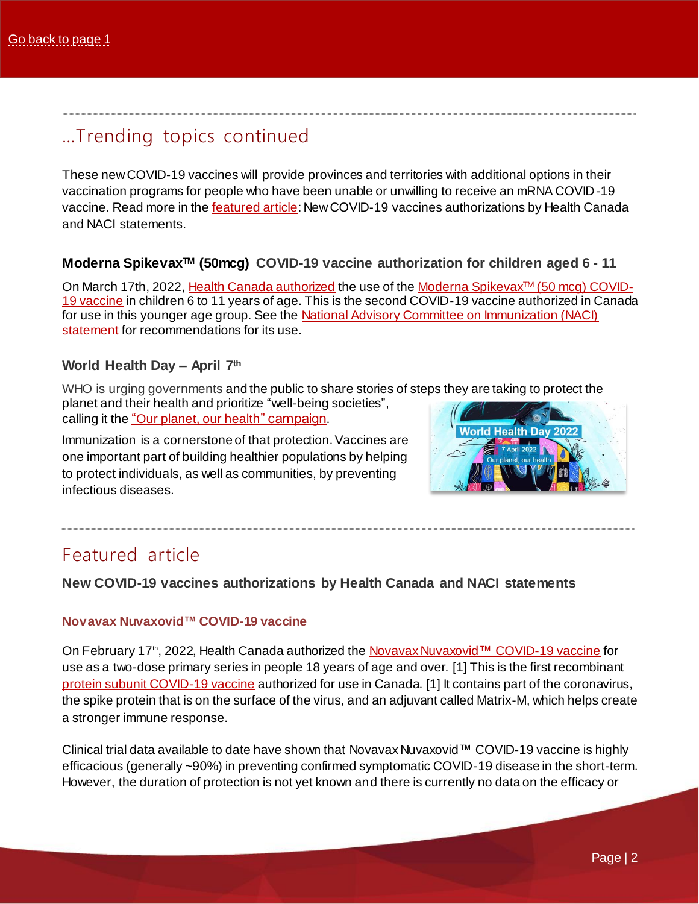Go back to page 1

## …Trending topics continued

These new COVID-19 vaccines will provide provinces and territories with additional options in their vaccination programs for people who have been unable or unwilling to receive an mRNA COVID-19 vaccine. Read more in the featured article: New COVID-19 vaccines authorizations by Health Canada and NACI statements.

### Moderna Spikevax™ (50mcg) COVID-19 vaccine authorization for children aged 6 - 11

On March 17th, 2022, Health Canada authorized the use of the Moderna Spikevax™ (50 mcg) COVID-19 vaccine in children 6 to 11 years of age. This is the second COVID-19 vaccine authorized in Canada for use in this younger age group. See the National Advisory Committee on Immunization (NACI) statement for recommendations for its use.

### World Health Day – April 7th

WHO is urging governments and the public to share stories of steps they are taking to protect the planet and their health and prioritize "well-being societies", calling it the "Our planet, our health" campaign.

Immunization is a cornerstone of that protection. Vaccines are one important part of building healthier populations by helping to protect individuals, as well as communities, by preventing infectious diseases.

## Featured article

### New COVID-19 vaccines authorizations by Health Canada and NACI statements

#### Novavax Nuvaxovid™ COVID-19 vaccine

On February 17th, 2022, Health Canada authorized the Novavax Nuvaxovid™ COVID-19 vaccine for use as a two-dose primary series in people 18 years of age and over. [1] This is the first recombinant protein subunit COVID-19 vaccine authorized for use in Canada. [1] It contains part of the coronavirus, the spike protein that is on the surface of the virus, and an adjuvant called Matrix-M, which helps create a stronger immune response.

Clinical trial data available to date have shown that Novavax Nuvaxovid™ COVID-19 vaccine is highly efficacious (generally ~90%) in preventing confirmed symptomatic COVID-19 disease in the short-term. However, the duration of protection is not yet known and there is currently no data on the efficacy or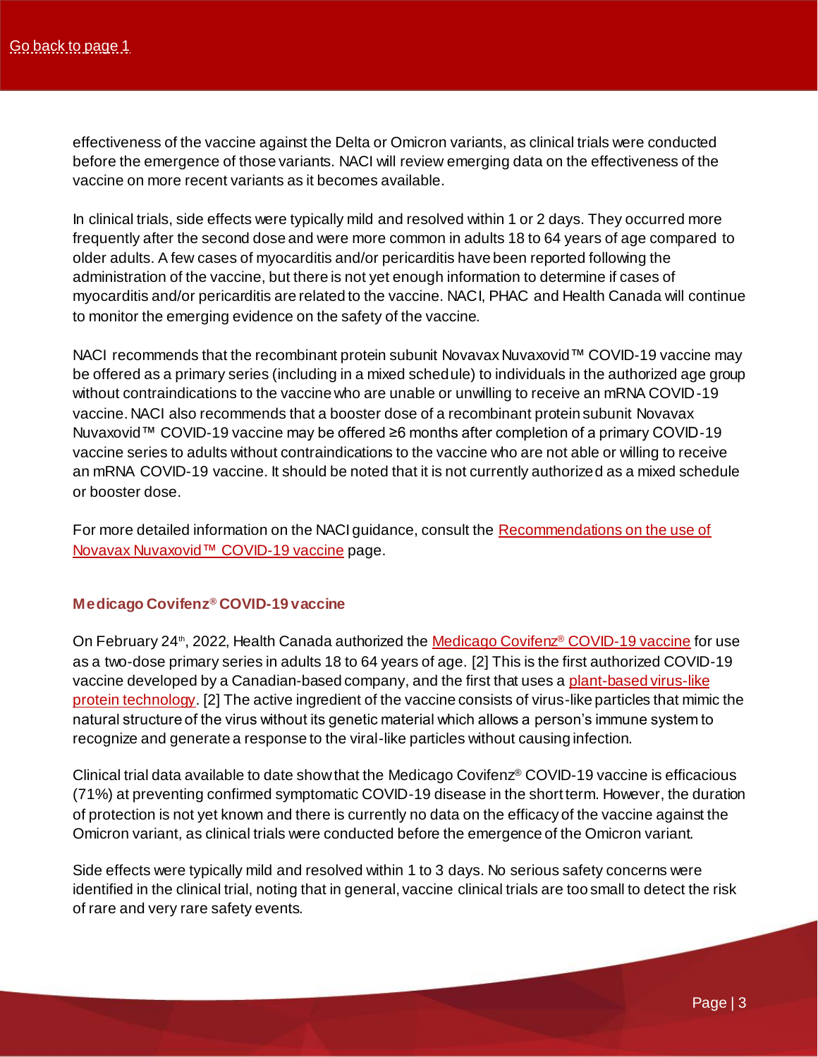effectiveness of the vaccine against the Delta or Omicron variants, as clinical trials were conducted before the emergence of those variants. NACI will review emerging data on the effectiveness of the vaccine on more recent variants as it becomes available.

In clinical trials, side effects were typically mild and resolved within 1 or 2 days. They occurred more frequently after the second dose and were more common in adults 18 to 64 years of age compared to older adults. A few cases of myocarditis and/or pericarditis have been reported following the administration of the vaccine, but there is not yet enough information to determine if cases of myocarditis and/or pericarditis are related to the vaccine. NACI, PHAC and Health Canada will continue to monitor the emerging evidence on the safety of the vaccine.

NACI recommends that the recombinant protein subunit Novavax Nuvaxovid™ COVID-19 vaccine may be offered as a primary series (including in a mixed schedule) to individuals in the authorized age group without contraindications to the vaccine who are unable or unwilling to receive an mRNA COVID-19 vaccine. NACI also recommends that a booster dose of a recombinant protein subunit Novavax Nuvaxovid™ COVID-19 vaccine may be offered ≥6 months after completion of a primary COVID-19 vaccine series to adults without contraindications to the vaccine who are not able or willing to receive an mRNA COVID-19 vaccine. It should be noted that it is not currently authorized as a mixed schedule or booster dose.

For more detailed information on the NACI guidance, consult the Recommendations on the use of Novavax Nuvaxovid™ COVID-19 vaccine page.

### Medicago Covifenz® COVID-19 vaccine

On February 24th, 2022, Health Canada authorized the Medicago Covifenz® COVID-19 vaccine for use as a two-dose primary series in adults 18 to 64 years of age. [2] This is the first authorized COVID-19 vaccine developed by a Canadian-based company, and the first that uses a plant-based virus-like protein technology. [2] The active ingredient of the vaccine consists of virus-like particles that mimic the natural structure of the virus without its genetic material which allows a person's immune system to recognize and generate a response to the viral-like particles without causing infection.

Clinical trial data available to date show that the Medicago Covifenz® COVID-19 vaccine is efficacious (71%) at preventing confirmed symptomatic COVID-19 disease in the short term. However, the duration of protection is not yet known and there is currently no data on the efficacy of the vaccine against the Omicron variant, as clinical trials were conducted before the emergence of the Omicron variant.

Side effects were typically mild and resolved within 1 to 3 days. No serious safety concerns were identified in the clinical trial, noting that in general, vaccine clinical trials are too small to detect the risk of rare and very rare safety events.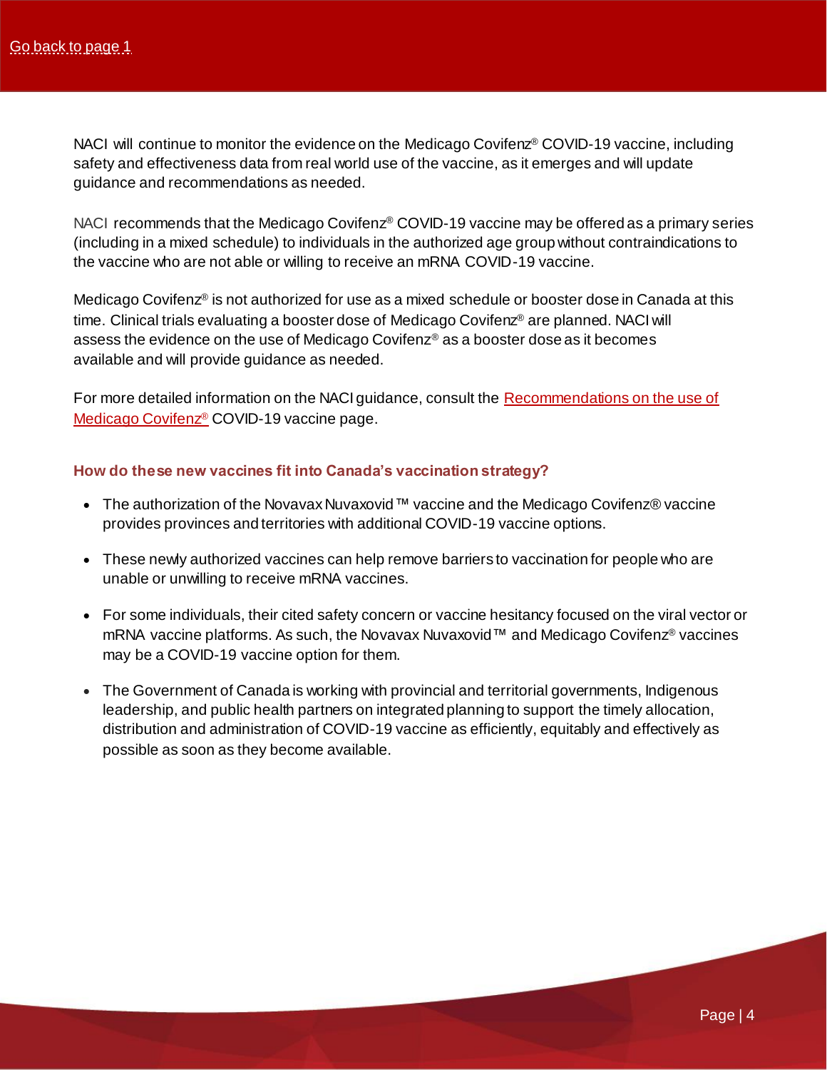[Go back to page 1](#)

NACI will continue to monitor the evidence on the Medicago Covifenz® COVID-19 vaccine, including safety and effectiveness data from real world use of the vaccine, as it emerges and will update guidance and recommendations as needed.

NACI recommends that the Medicago Covifenz® COVID-19 vaccine may be offered as a primary series (including in a mixed schedule) to individuals in the authorized age group without contraindications to the vaccine who are not able or willing to receive an mRNA COVID-19 vaccine.

Medicago Covifenz® is not authorized for use as a mixed schedule or booster dose in Canada at this time. Clinical trials evaluating a booster dose of Medicago Covifenz® are planned. NACI will assess the evidence on the use of Medicago Covifenz® as a booster dose as it becomes available and will provide guidance as needed.

For more detailed information on the NACI guidance, consult the [Recommendations on the use of Medicago Covifenz®](#) COVID-19 vaccine page.

### How do these new vaccines fit into Canada's vaccination strategy?

- The authorization of the Novavax Nuvaxovid™ vaccine and the Medicago Covifenz® vaccine provides provinces and territories with additional COVID-19 vaccine options.
- These newly authorized vaccines can help remove barriers to vaccination for people who are unable or unwilling to receive mRNA vaccines.
- For some individuals, their cited safety concern or vaccine hesitancy focused on the viral vector or mRNA vaccine platforms. As such, the Novavax Nuvaxovid™ and Medicago Covifenz® vaccines may be a COVID-19 vaccine option for them.
- The Government of Canada is working with provincial and territorial governments, Indigenous leadership, and public health partners on integrated planning to support the timely allocation, distribution and administration of COVID-19 vaccine as efficiently, equitably and effectively as possible as soon as they become available.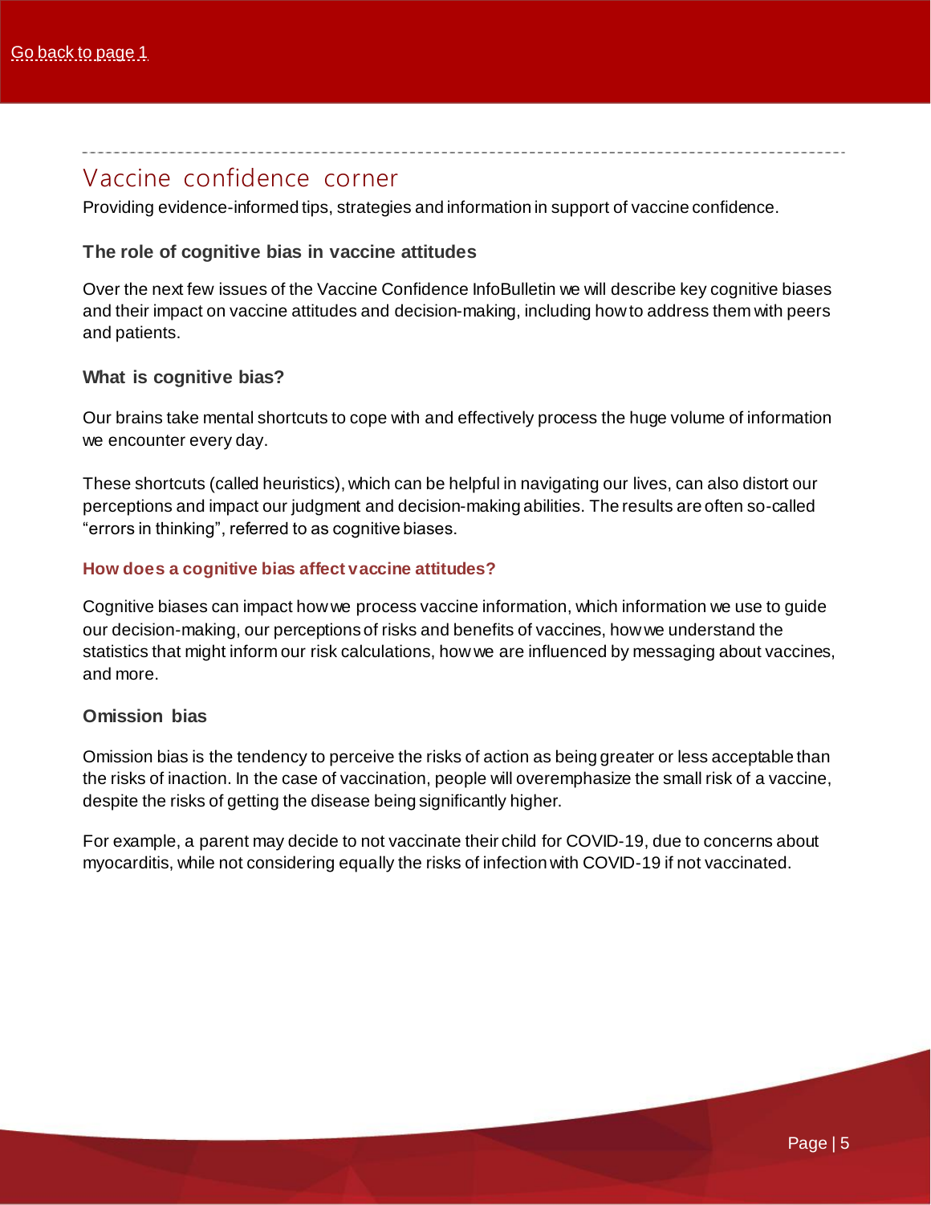Go back to page 1

## Vaccine confidence corner

Providing evidence-informed tips, strategies and information in support of vaccine confidence.

### The role of cognitive bias in vaccine attitudes

Over the next few issues of the Vaccine Confidence InfoBulletin we will describe key cognitive biases and their impact on vaccine attitudes and decision-making, including how to address them with peers and patients.

### What is cognitive bias?

Our brains take mental shortcuts to cope with and effectively process the huge volume of information we encounter every day.

These shortcuts (called heuristics), which can be helpful in navigating our lives, can also distort our perceptions and impact our judgment and decision-making abilities. The results are often so-called “errors in thinking”, referred to as cognitive biases.

#### How does a cognitive bias affect vaccine attitudes?

Cognitive biases can impact how we process vaccine information, which information we use to guide our decision-making, our perceptions of risks and benefits of vaccines, how we understand the statistics that might inform our risk calculations, how we are influenced by messaging about vaccines, and more.

### Omission bias

Omission bias is the tendency to perceive the risks of action as being greater or less acceptable than the risks of inaction. In the case of vaccination, people will overemphasize the small risk of a vaccine, despite the risks of getting the disease being significantly higher.

For example, a parent may decide to not vaccinate their child for COVID-19, due to concerns about myocarditis, while not considering equally the risks of infection with COVID-19 if not vaccinated.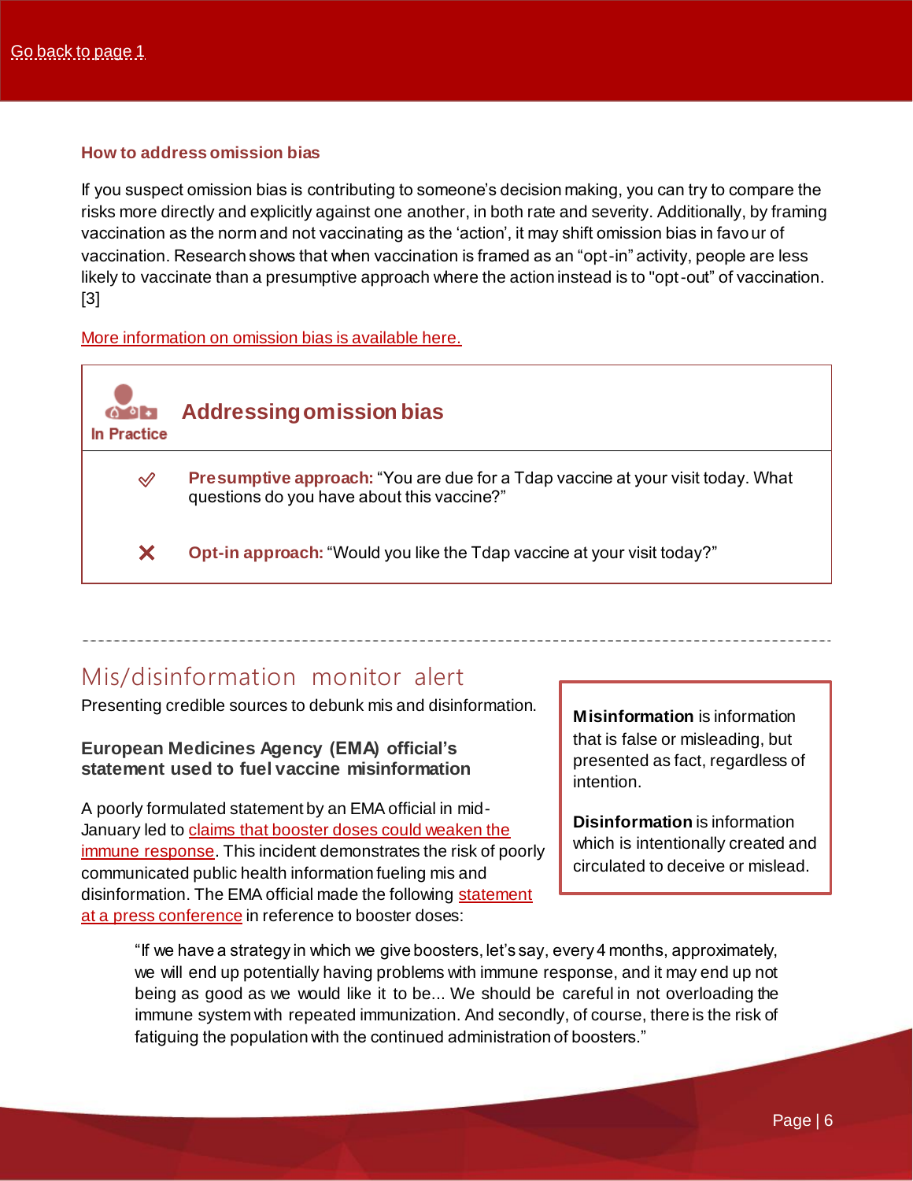Go back to page 1

### How to address omission bias

If you suspect omission bias is contributing to someone's decision making, you can try to compare the risks more directly and explicitly against one another, in both rate and severity. Additionally, by framing vaccination as the norm and not vaccinating as the 'action', it may shift omission bias in favour of vaccination. Research shows that when vaccination is framed as an "opt-in" activity, people are less likely to vaccinate than a presumptive approach where the action instead is to "opt-out" of vaccination. [3]

More information on omission bias is available here.

> **In Practice**
>
> ### Addressing omission bias
>
> ✓ **Presumptive approach:** "You are due for a Tdap vaccine at your visit today. What questions do you have about this vaccine?"
>
> ✗ **Opt-in approach:** "Would you like the Tdap vaccine at your visit today?"

---

## Mis/disinformation monitor alert

Presenting credible sources to debunk mis and disinformation.

> **Misinformation** is information that is false or misleading, but presented as fact, regardless of intention.
>
> **Disinformation** is information which is intentionally created and circulated to deceive or mislead.

### European Medicines Agency (EMA) official's statement used to fuel vaccine misinformation

A poorly formulated statement by an EMA official in mid-January led to claims that booster doses could weaken the immune response. This incident demonstrates the risk of poorly communicated public health information fueling mis and disinformation. The EMA official made the following statement at a press conference in reference to booster doses:

> "If we have a strategy in which we give boosters, let's say, every 4 months, approximately, we will end up potentially having problems with immune response, and it may end up not being as good as we would like it to be... We should be careful in not overloading the immune system with repeated immunization. And secondly, of course, there is the risk of fatiguing the population with the continued administration of boosters."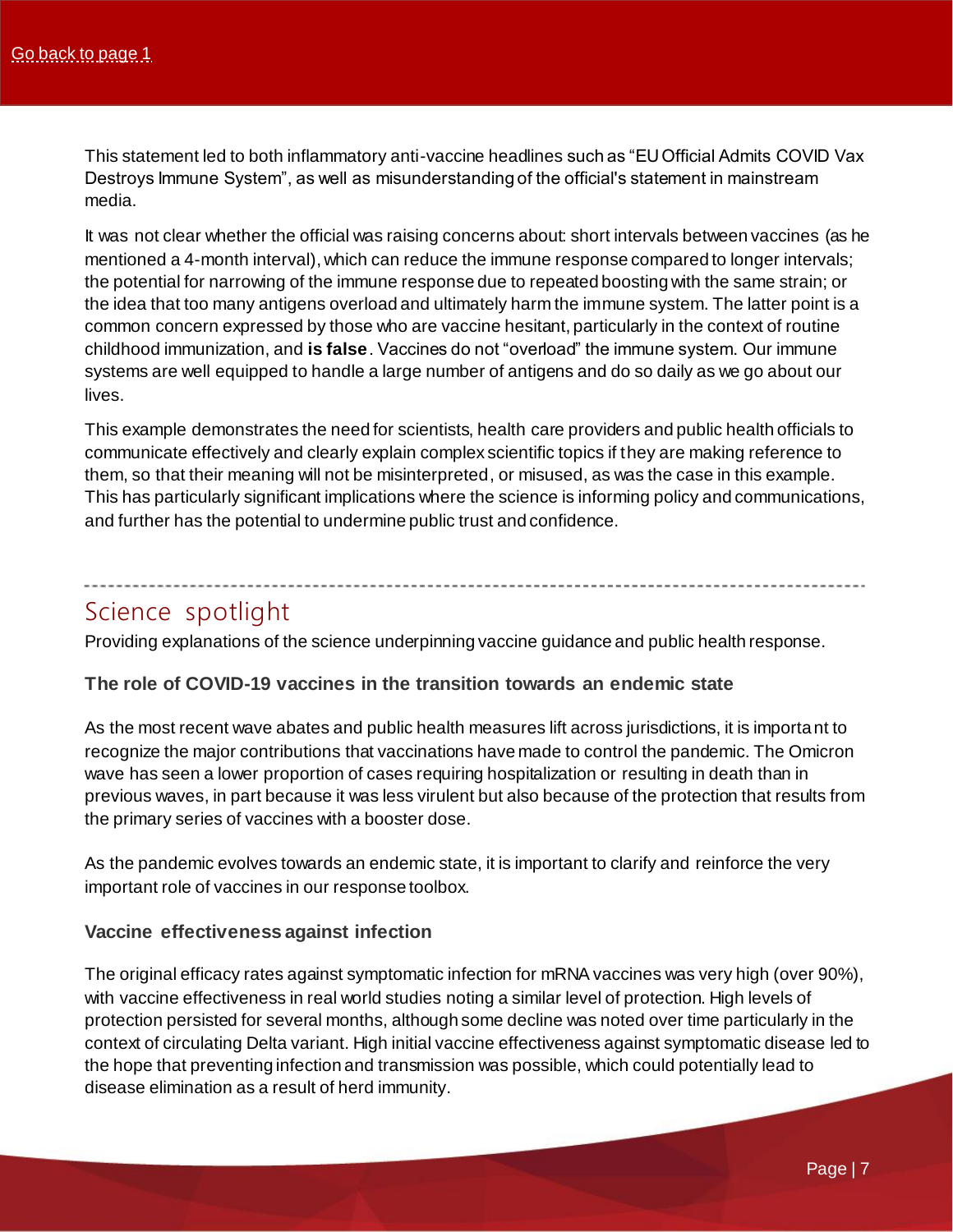This statement led to both inflammatory anti-vaccine headlines such as “EU Official Admits COVID Vax Destroys Immune System”, as well as misunderstanding of the official's statement in mainstream media.

It was not clear whether the official was raising concerns about: short intervals between vaccines (as he mentioned a 4-month interval), which can reduce the immune response compared to longer intervals; the potential for narrowing of the immune response due to repeated boosting with the same strain; or the idea that too many antigens overload and ultimately harm the immune system. The latter point is a common concern expressed by those who are vaccine hesitant, particularly in the context of routine childhood immunization, and **is false**. Vaccines do not “overload” the immune system. Our immune systems are well equipped to handle a large number of antigens and do so daily as we go about our lives.

This example demonstrates the need for scientists, health care providers and public health officials to communicate effectively and clearly explain complex scientific topics if they are making reference to them, so that their meaning will not be misinterpreted, or misused, as was the case in this example. This has particularly significant implications where the science is informing policy and communications, and further has the potential to undermine public trust and confidence.

---

## Science spotlight

Providing explanations of the science underpinning vaccine guidance and public health response.

### The role of COVID-19 vaccines in the transition towards an endemic state

As the most recent wave abates and public health measures lift across jurisdictions, it is important to recognize the major contributions that vaccinations have made to control the pandemic. The Omicron wave has seen a lower proportion of cases requiring hospitalization or resulting in death than in previous waves, in part because it was less virulent but also because of the protection that results from the primary series of vaccines with a booster dose.

As the pandemic evolves towards an endemic state, it is important to clarify and reinforce the very important role of vaccines in our response toolbox.

### Vaccine effectiveness against infection

The original efficacy rates against symptomatic infection for mRNA vaccines was very high (over 90%), with vaccine effectiveness in real world studies noting a similar level of protection. High levels of protection persisted for several months, although some decline was noted over time particularly in the context of circulating Delta variant. High initial vaccine effectiveness against symptomatic disease led to the hope that preventing infection and transmission was possible, which could potentially lead to disease elimination as a result of herd immunity.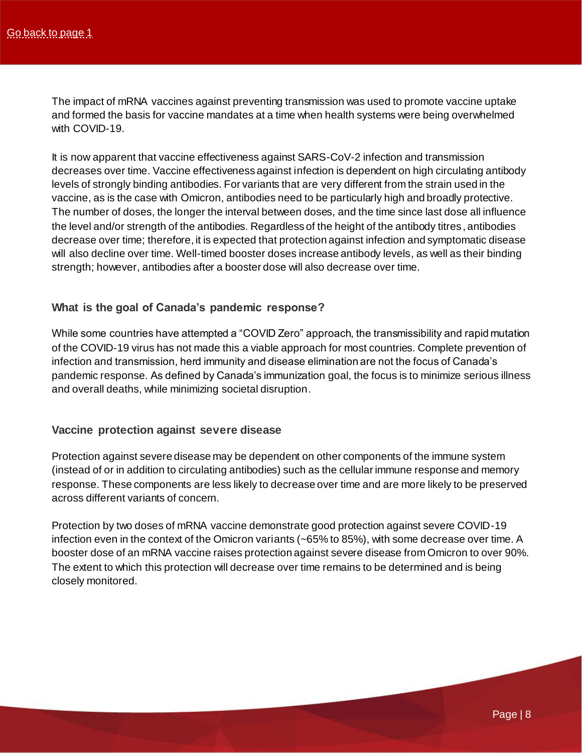[Go back to page 1](#)

The impact of mRNA vaccines against preventing transmission was used to promote vaccine uptake and formed the basis for vaccine mandates at a time when health systems were being overwhelmed with COVID-19.

It is now apparent that vaccine effectiveness against SARS-CoV-2 infection and transmission decreases over time. Vaccine effectiveness against infection is dependent on high circulating antibody levels of strongly binding antibodies. For variants that are very different from the strain used in the vaccine, as is the case with Omicron, antibodies need to be particularly high and broadly protective. The number of doses, the longer the interval between doses, and the time since last dose all influence the level and/or strength of the antibodies. Regardless of the height of the antibody titres, antibodies decrease over time; therefore, it is expected that protection against infection and symptomatic disease will also decline over time. Well-timed booster doses increase antibody levels, as well as their binding strength; however, antibodies after a booster dose will also decrease over time.

### What is the goal of Canada's pandemic response?

While some countries have attempted a "COVID Zero" approach, the transmissibility and rapid mutation of the COVID-19 virus has not made this a viable approach for most countries. Complete prevention of infection and transmission, herd immunity and disease elimination are not the focus of Canada's pandemic response. As defined by Canada's immunization goal, the focus is to minimize serious illness and overall deaths, while minimizing societal disruption.

### Vaccine protection against severe disease

Protection against severe disease may be dependent on other components of the immune system (instead of or in addition to circulating antibodies) such as the cellular immune response and memory response. These components are less likely to decrease over time and are more likely to be preserved across different variants of concern.

Protection by two doses of mRNA vaccine demonstrate good protection against severe COVID-19 infection even in the context of the Omicron variants (~65% to 85%), with some decrease over time. A booster dose of an mRNA vaccine raises protection against severe disease from Omicron to over 90%. The extent to which this protection will decrease over time remains to be determined and is being closely monitored.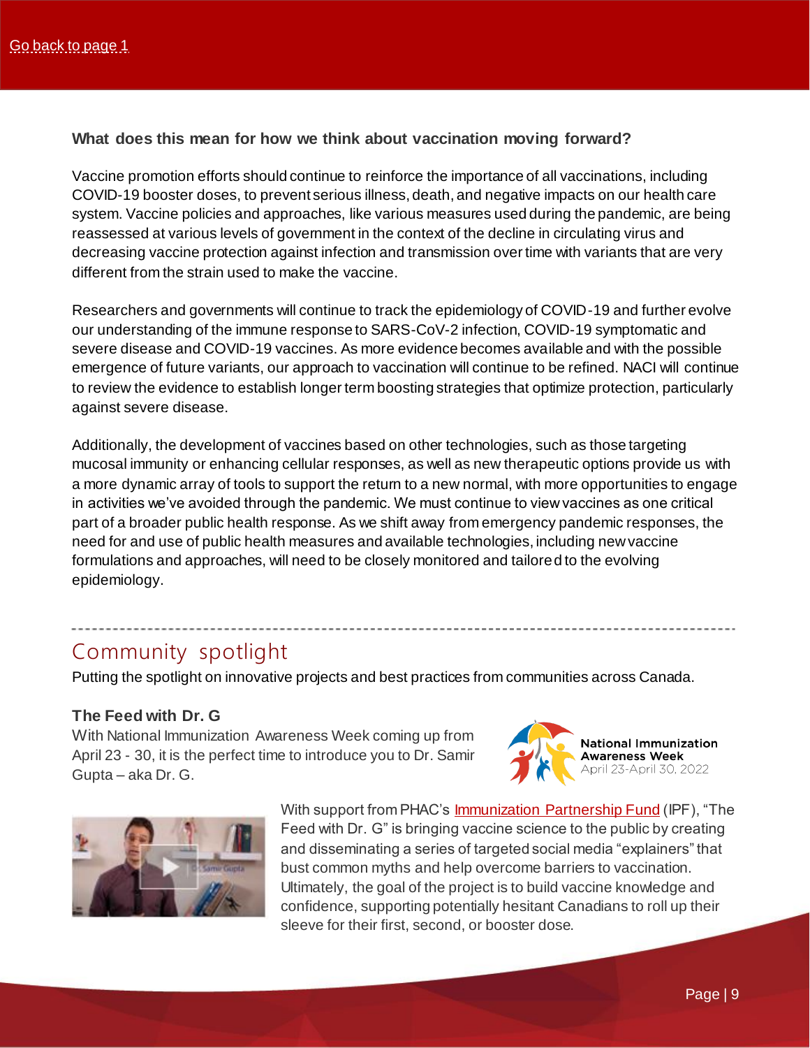Go back to page 1

**What does this mean for how we think about vaccination moving forward?**

Vaccine promotion efforts should continue to reinforce the importance of all vaccinations, including COVID-19 booster doses, to prevent serious illness, death, and negative impacts on our health care system. Vaccine policies and approaches, like various measures used during the pandemic, are being reassessed at various levels of government in the context of the decline in circulating virus and decreasing vaccine protection against infection and transmission over time with variants that are very different from the strain used to make the vaccine.

Researchers and governments will continue to track the epidemiology of COVID-19 and further evolve our understanding of the immune response to SARS-CoV-2 infection, COVID-19 symptomatic and severe disease and COVID-19 vaccines. As more evidence becomes available and with the possible emergence of future variants, our approach to vaccination will continue to be refined. NACI will continue to review the evidence to establish longer term boosting strategies that optimize protection, particularly against severe disease.

Additionally, the development of vaccines based on other technologies, such as those targeting mucosal immunity or enhancing cellular responses, as well as new therapeutic options provide us with a more dynamic array of tools to support the return to a new normal, with more opportunities to engage in activities we've avoided through the pandemic. We must continue to view vaccines as one critical part of a broader public health response. As we shift away from emergency pandemic responses, the need for and use of public health measures and available technologies, including new vaccine formulations and approaches, will need to be closely monitored and tailored to the evolving epidemiology.

## Community spotlight

Putting the spotlight on innovative projects and best practices from communities across Canada.

**The Feed with Dr. G**

With National Immunization Awareness Week coming up from April 23 - 30, it is the perfect time to introduce you to Dr. Samir Gupta – aka Dr. G.

National Immunization Awareness Week
April 23-April 30, 2022

With support from PHAC's Immunization Partnership Fund (IPF), "The Feed with Dr. G" is bringing vaccine science to the public by creating and disseminating a series of targeted social media "explainers" that bust common myths and help overcome barriers to vaccination. Ultimately, the goal of the project is to build vaccine knowledge and confidence, supporting potentially hesitant Canadians to roll up their sleeve for their first, second, or booster dose.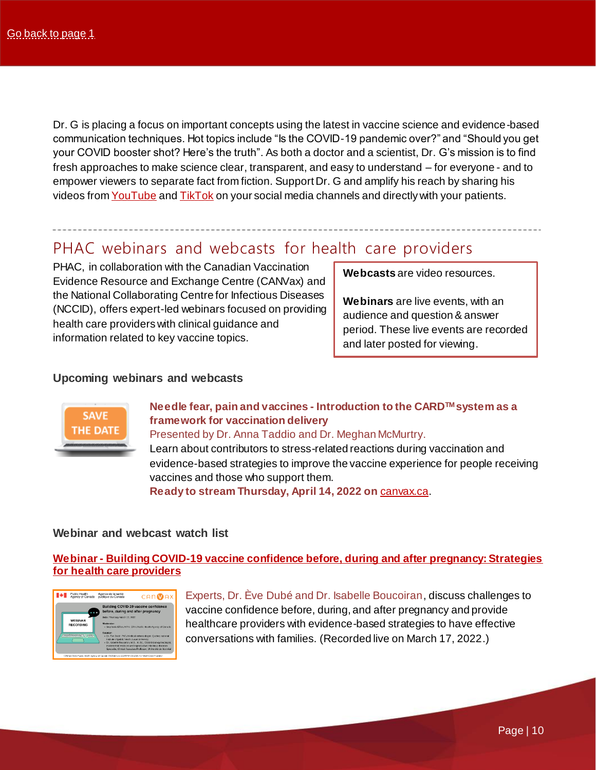[Go back to page 1]

Dr. G is placing a focus on important concepts using the latest in vaccine science and evidence-based communication techniques. Hot topics include "Is the COVID-19 pandemic over?" and "Should you get your COVID booster shot? Here's the truth". As both a doctor and a scientist, Dr. G's mission is to find fresh approaches to make science clear, transparent, and easy to understand – for everyone - and to empower viewers to separate fact from fiction. Support Dr. G and amplify his reach by sharing his videos from YouTube and TikTok on your social media channels and directly with your patients.

## PHAC webinars and webcasts for health care providers

PHAC, in collaboration with the Canadian Vaccination Evidence Resource and Exchange Centre (CANVax) and the National Collaborating Centre for Infectious Diseases (NCCID), offers expert-led webinars focused on providing health care providers with clinical guidance and information related to key vaccine topics.

**Webcasts** are video resources.

**Webinars** are live events, with an audience and question & answer period. These live events are recorded and later posted for viewing.

### Upcoming webinars and webcasts

**Needle fear, pain and vaccines - Introduction to the CARD™ system as a framework for vaccination delivery**

Presented by Dr. Anna Taddio and Dr. Meghan McMurtry.

Learn about contributors to stress-related reactions during vaccination and evidence-based strategies to improve the vaccine experience for people receiving vaccines and those who support them.

**Ready to stream Thursday, April 14, 2022 on** canvax.ca.

### Webinar and webcast watch list

**Webinar - Building COVID-19 vaccine confidence before, during and after pregnancy: Strategies for health care providers**

Experts, Dr. Ève Dubé and Dr. Isabelle Boucoiran, discuss challenges to vaccine confidence before, during, and after pregnancy and provide healthcare providers with evidence-based strategies to have effective conversations with families. (Recorded live on March 17, 2022.)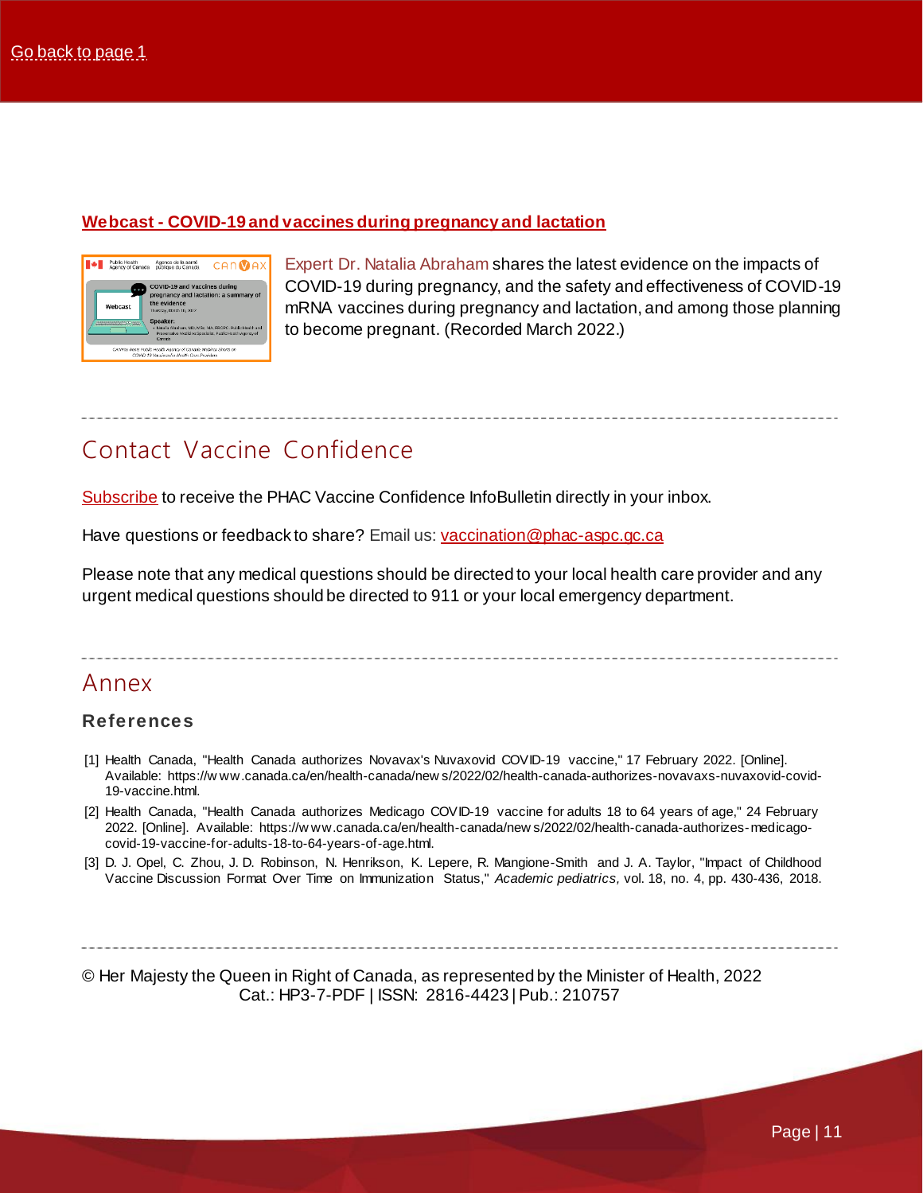Go back to page 1

**Webcast - COVID-19 and vaccines during pregnancy and lactation**

Expert Dr. Natalia Abraham shares the latest evidence on the impacts of COVID-19 during pregnancy, and the safety and effectiveness of COVID-19 mRNA vaccines during pregnancy and lactation, and among those planning to become pregnant. (Recorded March 2022.)

## Contact Vaccine Confidence

Subscribe to receive the PHAC Vaccine Confidence InfoBulletin directly in your inbox.

Have questions or feedback to share? Email us: vaccination@phac-aspc.gc.ca

Please note that any medical questions should be directed to your local health care provider and any urgent medical questions should be directed to 911 or your local emergency department.

## Annex

### References

[1] Health Canada, "Health Canada authorizes Novavax's Nuvaxovid COVID-19 vaccine," 17 February 2022. [Online]. Available: https://www.canada.ca/en/health-canada/news/2022/02/health-canada-authorizes-novavaxs-nuvaxovid-covid-19-vaccine.html.

[2] Health Canada, "Health Canada authorizes Medicago COVID-19 vaccine for adults 18 to 64 years of age," 24 February 2022. [Online]. Available: https://www.canada.ca/en/health-canada/news/2022/02/health-canada-authorizes-medicago-covid-19-vaccine-for-adults-18-to-64-years-of-age.html.

[3] D. J. Opel, C. Zhou, J. D. Robinson, N. Henrikson, K. Lepere, R. Mangione-Smith and J. A. Taylor, "Impact of Childhood Vaccine Discussion Format Over Time on Immunization Status," *Academic pediatrics,* vol. 18, no. 4, pp. 430-436, 2018.

© Her Majesty the Queen in Right of Canada, as represented by the Minister of Health, 2022
Cat.: HP3-7-PDF | ISSN: 2816-4423 | Pub.: 210757